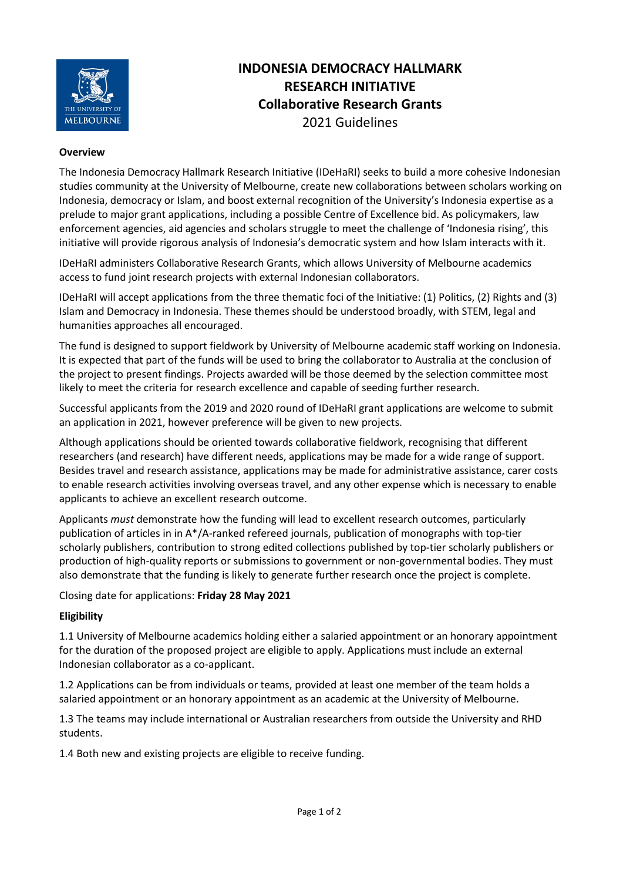# INDONESIA DEMOCRACY HALLMARK RESEARCH INITIATIVE
## Collaborative Research Grants
2021 Guidelines

**Overview**

The Indonesia Democracy Hallmark Research Initiative (IDeHaRI) seeks to build a more cohesive Indonesian studies community at the University of Melbourne, create new collaborations between scholars working on Indonesia, democracy or Islam, and boost external recognition of the University's Indonesia expertise as a prelude to major grant applications, including a possible Centre of Excellence bid. As policymakers, law enforcement agencies, aid agencies and scholars struggle to meet the challenge of 'Indonesia rising', this initiative will provide rigorous analysis of Indonesia's democratic system and how Islam interacts with it.

IDeHaRI administers Collaborative Research Grants, which allows University of Melbourne academics access to fund joint research projects with external Indonesian collaborators.

IDeHaRI will accept applications from the three thematic foci of the Initiative: (1) Politics, (2) Rights and (3) Islam and Democracy in Indonesia. These themes should be understood broadly, with STEM, legal and humanities approaches all encouraged.

The fund is designed to support fieldwork by University of Melbourne academic staff working on Indonesia. It is expected that part of the funds will be used to bring the collaborator to Australia at the conclusion of the project to present findings. Projects awarded will be those deemed by the selection committee most likely to meet the criteria for research excellence and capable of seeding further research.

Successful applicants from the 2019 and 2020 round of IDeHaRI grant applications are welcome to submit an application in 2021, however preference will be given to new projects.

Although applications should be oriented towards collaborative fieldwork, recognising that different researchers (and research) have different needs, applications may be made for a wide range of support. Besides travel and research assistance, applications may be made for administrative assistance, carer costs to enable research activities involving overseas travel, and any other expense which is necessary to enable applicants to achieve an excellent research outcome.

Applicants *must* demonstrate how the funding will lead to excellent research outcomes, particularly publication of articles in in A*/A-ranked refereed journals, publication of monographs with top-tier scholarly publishers, contribution to strong edited collections published by top-tier scholarly publishers or production of high-quality reports or submissions to government or non-governmental bodies. They must also demonstrate that the funding is likely to generate further research once the project is complete.

Closing date for applications: **Friday 28 May 2021**

**Eligibility**

1.1 University of Melbourne academics holding either a salaried appointment or an honorary appointment for the duration of the proposed project are eligible to apply. Applications must include an external Indonesian collaborator as a co-applicant.

1.2 Applications can be from individuals or teams, provided at least one member of the team holds a salaried appointment or an honorary appointment as an academic at the University of Melbourne.

1.3 The teams may include international or Australian researchers from outside the University and RHD students.

1.4 Both new and existing projects are eligible to receive funding.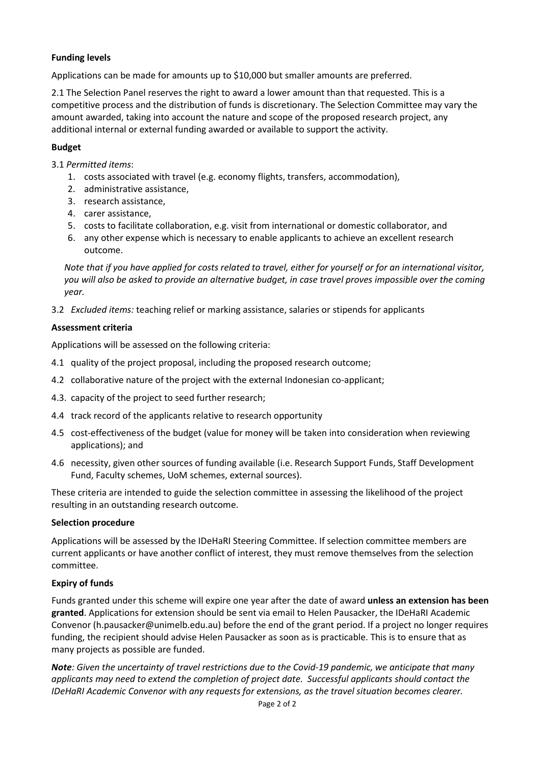**Funding levels**

Applications can be made for amounts up to $10,000 but smaller amounts are preferred.

2.1 The Selection Panel reserves the right to award a lower amount than that requested. This is a competitive process and the distribution of funds is discretionary. The Selection Committee may vary the amount awarded, taking into account the nature and scope of the proposed research project, any additional internal or external funding awarded or available to support the activity.

**Budget**

3.1 *Permitted items*:

1. costs associated with travel (e.g. economy flights, transfers, accommodation),
2. administrative assistance,
3. research assistance,
4. carer assistance,
5. costs to facilitate collaboration, e.g. visit from international or domestic collaborator, and
6. any other expense which is necessary to enable applicants to achieve an excellent research outcome.

*Note that if you have applied for costs related to travel, either for yourself or for an international visitor, you will also be asked to provide an alternative budget, in case travel proves impossible over the coming year.*

3.2 *Excluded items:* teaching relief or marking assistance, salaries or stipends for applicants

**Assessment criteria**

Applications will be assessed on the following criteria:

4.1 quality of the project proposal, including the proposed research outcome;

4.2 collaborative nature of the project with the external Indonesian co-applicant;

4.3. capacity of the project to seed further research;

4.4 track record of the applicants relative to research opportunity

4.5 cost-effectiveness of the budget (value for money will be taken into consideration when reviewing applications); and

4.6 necessity, given other sources of funding available (i.e. Research Support Funds, Staff Development Fund, Faculty schemes, UoM schemes, external sources).

These criteria are intended to guide the selection committee in assessing the likelihood of the project resulting in an outstanding research outcome.

**Selection procedure**

Applications will be assessed by the IDeHaRI Steering Committee. If selection committee members are current applicants or have another conflict of interest, they must remove themselves from the selection committee.

**Expiry of funds**

Funds granted under this scheme will expire one year after the date of award **unless an extension has been granted**. Applications for extension should be sent via email to Helen Pausacker, the IDeHaRI Academic Convenor (h.pausacker@unimelb.edu.au) before the end of the grant period. If a project no longer requires funding, the recipient should advise Helen Pausacker as soon as is practicable. This is to ensure that as many projects as possible are funded.

***Note****: Given the uncertainty of travel restrictions due to the Covid-19 pandemic, we anticipate that many applicants may need to extend the completion of project date. Successful applicants should contact the IDeHaRI Academic Convenor with any requests for extensions, as the travel situation becomes clearer.*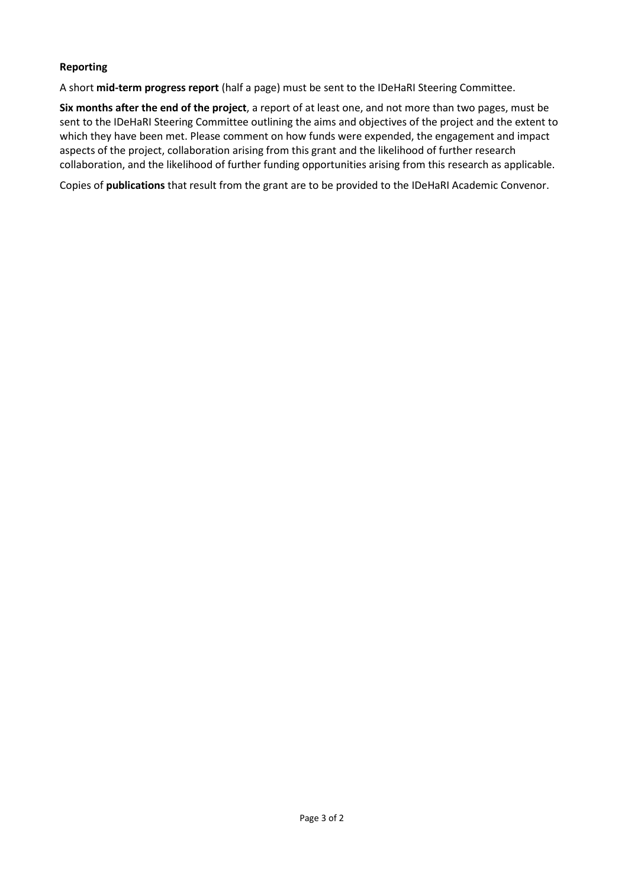**Reporting**

A short **mid-term progress report** (half a page) must be sent to the IDeHaRI Steering Committee.

**Six months after the end of the project**, a report of at least one, and not more than two pages, must be sent to the IDeHaRI Steering Committee outlining the aims and objectives of the project and the extent to which they have been met. Please comment on how funds were expended, the engagement and impact aspects of the project, collaboration arising from this grant and the likelihood of further research collaboration, and the likelihood of further funding opportunities arising from this research as applicable.

Copies of **publications** that result from the grant are to be provided to the IDeHaRI Academic Convenor.